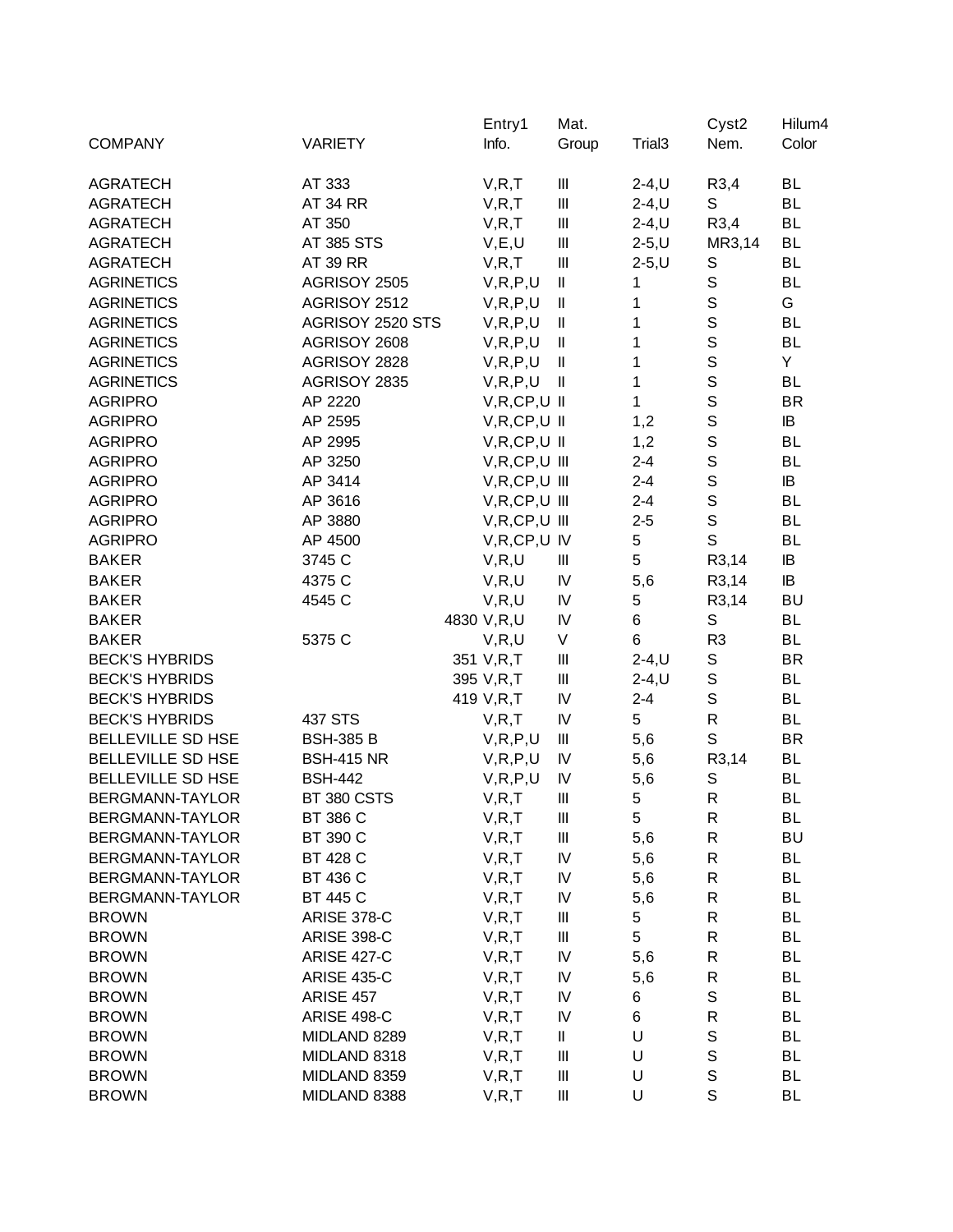| COMPANY | VARIETY | Entry[1] Info. | Mat. Group | Trial[3] | Cyst[2] Nem. | Hilum[4] Color |
|---|---|---|---|---|---|---|
| AGRATECH | AT 333 | V,R,T | III | 2-4,U | R3,4 | BL |
| AGRATECH | AT 34 RR | V,R,T | III | 2-4,U | S | BL |
| AGRATECH | AT 350 | V,R,T | III | 2-4,U | R3,4 | BL |
| AGRATECH | AT 385 STS | V,E,U | III | 2-5,U | MR3,14 | BL |
| AGRATECH | AT 39 RR | V,R,T | III | 2-5,U | S | BL |
| AGRINETICS | AGRISOY 2505 | V,R,P,U | II | 1 | S | BL |
| AGRINETICS | AGRISOY 2512 | V,R,P,U | II | 1 | S | G |
| AGRINETICS | AGRISOY 2520 STS | V,R,P,U | II | 1 | S | BL |
| AGRINETICS | AGRISOY 2608 | V,R,P,U | II | 1 | S | BL |
| AGRINETICS | AGRISOY 2828 | V,R,P,U | II | 1 | S | Y |
| AGRINETICS | AGRISOY 2835 | V,R,P,U | II | 1 | S | BL |
| AGRIPRO | AP 2220 | V,R,CP,U | II | 1 | S | BR |
| AGRIPRO | AP 2595 | V,R,CP,U | II | 1,2 | S | IB |
| AGRIPRO | AP 2995 | V,R,CP,U | II | 1,2 | S | BL |
| AGRIPRO | AP 3250 | V,R,CP,U | III | 2-4 | S | BL |
| AGRIPRO | AP 3414 | V,R,CP,U | III | 2-4 | S | IB |
| AGRIPRO | AP 3616 | V,R,CP,U | III | 2-4 | S | BL |
| AGRIPRO | AP 3880 | V,R,CP,U | III | 2-5 | S | BL |
| AGRIPRO | AP 4500 | V,R,CP,U | IV | 5 | S | BL |
| BAKER | 3745 C | V,R,U | III | 5 | R3,14 | IB |
| BAKER | 4375 C | V,R,U | IV | 5,6 | R3,14 | IB |
| BAKER | 4545 C | V,R,U | IV | 5 | R3,14 | BU |
| BAKER | 4830 | V,R,U | IV | 6 | S | BL |
| BAKER | 5375 C | V,R,U | V | 6 | R3 | BL |
| BECK'S HYBRIDS | 351 | V,R,T | III | 2-4,U | S | BR |
| BECK'S HYBRIDS | 395 | V,R,T | III | 2-4,U | S | BL |
| BECK'S HYBRIDS | 419 | V,R,T | IV | 2-4 | S | BL |
| BECK'S HYBRIDS | 437 STS | V,R,T | IV | 5 | R | BL |
| BELLEVILLE SD HSE | BSH-385 B | V,R,P,U | III | 5,6 | S | BR |
| BELLEVILLE SD HSE | BSH-415 NR | V,R,P,U | IV | 5,6 | R3,14 | BL |
| BELLEVILLE SD HSE | BSH-442 | V,R,P,U | IV | 5,6 | S | BL |
| BERGMANN-TAYLOR | BT 380 CSTS | V,R,T | III | 5 | R | BL |
| BERGMANN-TAYLOR | BT 386 C | V,R,T | III | 5 | R | BL |
| BERGMANN-TAYLOR | BT 390 C | V,R,T | III | 5,6 | R | BU |
| BERGMANN-TAYLOR | BT 428 C | V,R,T | IV | 5,6 | R | BL |
| BERGMANN-TAYLOR | BT 436 C | V,R,T | IV | 5,6 | R | BL |
| BERGMANN-TAYLOR | BT 445 C | V,R,T | IV | 5,6 | R | BL |
| BROWN | ARISE 378-C | V,R,T | III | 5 | R | BL |
| BROWN | ARISE 398-C | V,R,T | III | 5 | R | BL |
| BROWN | ARISE 427-C | V,R,T | IV | 5,6 | R | BL |
| BROWN | ARISE 435-C | V,R,T | IV | 5,6 | R | BL |
| BROWN | ARISE 457 | V,R,T | IV | 6 | S | BL |
| BROWN | ARISE 498-C | V,R,T | IV | 6 | R | BL |
| BROWN | MIDLAND 8289 | V,R,T | II | U | S | BL |
| BROWN | MIDLAND 8318 | V,R,T | III | U | S | BL |
| BROWN | MIDLAND 8359 | V,R,T | III | U | S | BL |
| BROWN | MIDLAND 8388 | V,R,T | III | U | S | BL |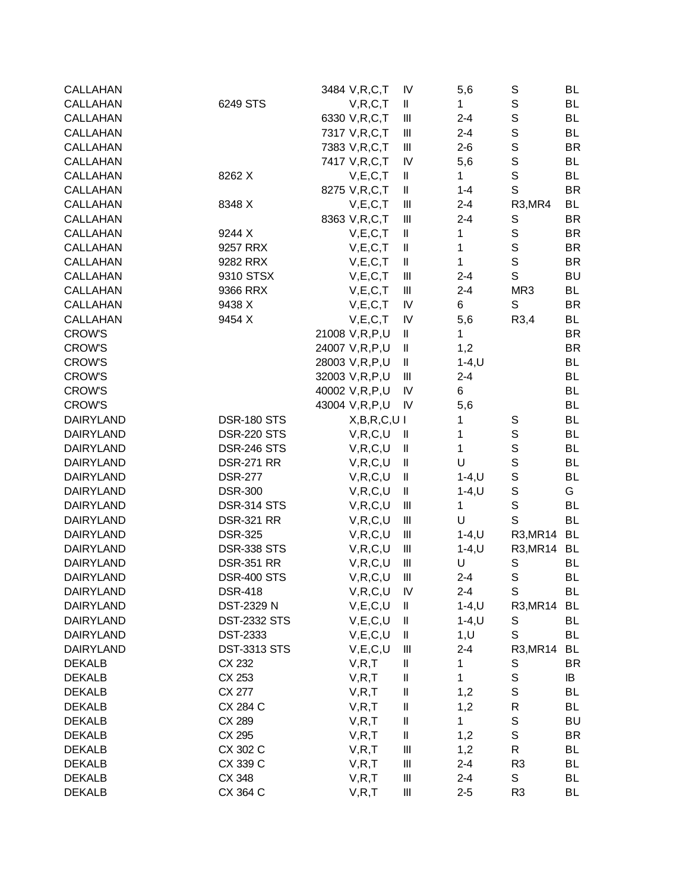| | | | | | | |
|---|---|---|---|---|---|---|
| CALLAHAN | 3484 | V,R,C,T | IV | 5,6 | S | BL |
| CALLAHAN | 6249 STS | V,R,C,T | II | 1 | S | BL |
| CALLAHAN | 6330 | V,R,C,T | III | 2-4 | S | BL |
| CALLAHAN | 7317 | V,R,C,T | III | 2-4 | S | BL |
| CALLAHAN | 7383 | V,R,C,T | III | 2-6 | S | BR |
| CALLAHAN | 7417 | V,R,C,T | IV | 5,6 | S | BL |
| CALLAHAN | 8262 X | V,E,C,T | II | 1 | S | BL |
| CALLAHAN | 8275 | V,R,C,T | II | 1-4 | S | BR |
| CALLAHAN | 8348 X | V,E,C,T | III | 2-4 | R3,MR4 | BL |
| CALLAHAN | 8363 | V,R,C,T | III | 2-4 | S | BR |
| CALLAHAN | 9244 X | V,E,C,T | II | 1 | S | BR |
| CALLAHAN | 9257 RRX | V,E,C,T | II | 1 | S | BR |
| CALLAHAN | 9282 RRX | V,E,C,T | II | 1 | S | BR |
| CALLAHAN | 9310 STSX | V,E,C,T | III | 2-4 | S | BU |
| CALLAHAN | 9366 RRX | V,E,C,T | III | 2-4 | MR3 | BL |
| CALLAHAN | 9438 X | V,E,C,T | IV | 6 | S | BR |
| CALLAHAN | 9454 X | V,E,C,T | IV | 5,6 | R3,4 | BL |
| CROW'S | 21008 | V,R,P,U | II | 1 | | BR |
| CROW'S | 24007 | V,R,P,U | II | 1,2 | | BR |
| CROW'S | 28003 | V,R,P,U | II | 1-4,U | | BL |
| CROW'S | 32003 | V,R,P,U | III | 2-4 | | BL |
| CROW'S | 40002 | V,R,P,U | IV | 6 | | BL |
| CROW'S | 43004 | V,R,P,U | IV | 5,6 | | BL |
| DAIRYLAND | DSR-180 STS | X,B,R,C,U | I | 1 | S | BL |
| DAIRYLAND | DSR-220 STS | V,R,C,U | II | 1 | S | BL |
| DAIRYLAND | DSR-246 STS | V,R,C,U | II | 1 | S | BL |
| DAIRYLAND | DSR-271 RR | V,R,C,U | II | U | S | BL |
| DAIRYLAND | DSR-277 | V,R,C,U | II | 1-4,U | S | BL |
| DAIRYLAND | DSR-300 | V,R,C,U | II | 1-4,U | S | G |
| DAIRYLAND | DSR-314 STS | V,R,C,U | III | 1 | S | BL |
| DAIRYLAND | DSR-321 RR | V,R,C,U | III | U | S | BL |
| DAIRYLAND | DSR-325 | V,R,C,U | III | 1-4,U | R3,MR14 | BL |
| DAIRYLAND | DSR-338 STS | V,R,C,U | III | 1-4,U | R3,MR14 | BL |
| DAIRYLAND | DSR-351 RR | V,R,C,U | III | U | S | BL |
| DAIRYLAND | DSR-400 STS | V,R,C,U | III | 2-4 | S | BL |
| DAIRYLAND | DSR-418 | V,R,C,U | IV | 2-4 | S | BL |
| DAIRYLAND | DST-2329 N | V,E,C,U | II | 1-4,U | R3,MR14 | BL |
| DAIRYLAND | DST-2332 STS | V,E,C,U | II | 1-4,U | S | BL |
| DAIRYLAND | DST-2333 | V,E,C,U | II | 1,U | S | BL |
| DAIRYLAND | DST-3313 STS | V,E,C,U | III | 2-4 | R3,MR14 | BL |
| DEKALB | CX 232 | V,R,T | II | 1 | S | BR |
| DEKALB | CX 253 | V,R,T | II | 1 | S | IB |
| DEKALB | CX 277 | V,R,T | II | 1,2 | S | BL |
| DEKALB | CX 284 C | V,R,T | II | 1,2 | R | BL |
| DEKALB | CX 289 | V,R,T | II | 1 | S | BU |
| DEKALB | CX 295 | V,R,T | II | 1,2 | S | BR |
| DEKALB | CX 302 C | V,R,T | III | 1,2 | R | BL |
| DEKALB | CX 339 C | V,R,T | III | 2-4 | R3 | BL |
| DEKALB | CX 348 | V,R,T | III | 2-4 | S | BL |
| DEKALB | CX 364 C | V,R,T | III | 2-5 | R3 | BL |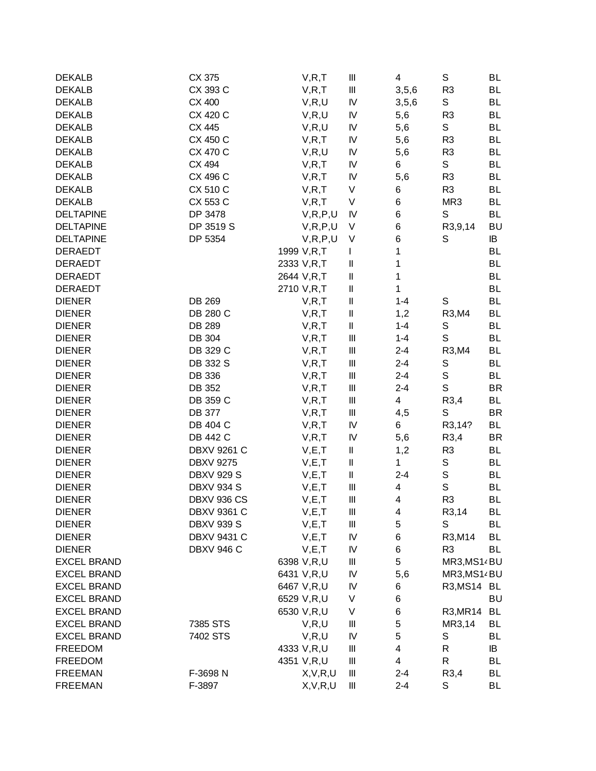| | | | | | | |
|---|---|---|---|---|---|---|
| DEKALB | CX 375 | V,R,T | III | 4 | S | BL |
| DEKALB | CX 393 C | V,R,T | III | 3,5,6 | R3 | BL |
| DEKALB | CX 400 | V,R,U | IV | 3,5,6 | S | BL |
| DEKALB | CX 420 C | V,R,U | IV | 5,6 | R3 | BL |
| DEKALB | CX 445 | V,R,U | IV | 5,6 | S | BL |
| DEKALB | CX 450 C | V,R,T | IV | 5,6 | R3 | BL |
| DEKALB | CX 470 C | V,R,U | IV | 5,6 | R3 | BL |
| DEKALB | CX 494 | V,R,T | IV | 6 | S | BL |
| DEKALB | CX 496 C | V,R,T | IV | 5,6 | R3 | BL |
| DEKALB | CX 510 C | V,R,T | V | 6 | R3 | BL |
| DEKALB | CX 553 C | V,R,T | V | 6 | MR3 | BL |
| DELTAPINE | DP 3478 | V,R,P,U | IV | 6 | S | BL |
| DELTAPINE | DP 3519 S | V,R,P,U | V | 6 | R3,9,14 | BU |
| DELTAPINE | DP 5354 | V,R,P,U | V | 6 | S | IB |
| DERAEDT | 1999 | V,R,T | I | 1 | | BL |
| DERAEDT | 2333 | V,R,T | II | 1 | | BL |
| DERAEDT | 2644 | V,R,T | II | 1 | | BL |
| DERAEDT | 2710 | V,R,T | II | 1 | | BL |
| DIENER | DB 269 | V,R,T | II | 1-4 | S | BL |
| DIENER | DB 280 C | V,R,T | II | 1,2 | R3,M4 | BL |
| DIENER | DB 289 | V,R,T | II | 1-4 | S | BL |
| DIENER | DB 304 | V,R,T | III | 1-4 | S | BL |
| DIENER | DB 329 C | V,R,T | III | 2-4 | R3,M4 | BL |
| DIENER | DB 332 S | V,R,T | III | 2-4 | S | BL |
| DIENER | DB 336 | V,R,T | III | 2-4 | S | BL |
| DIENER | DB 352 | V,R,T | III | 2-4 | S | BR |
| DIENER | DB 359 C | V,R,T | III | 4 | R3,4 | BL |
| DIENER | DB 377 | V,R,T | III | 4,5 | S | BR |
| DIENER | DB 404 C | V,R,T | IV | 6 | R3,14? | BL |
| DIENER | DB 442 C | V,R,T | IV | 5,6 | R3,4 | BR |
| DIENER | DBXV 9261 C | V,E,T | II | 1,2 | R3 | BL |
| DIENER | DBXV 9275 | V,E,T | II | 1 | S | BL |
| DIENER | DBXV 929 S | V,E,T | II | 2-4 | S | BL |
| DIENER | DBXV 934 S | V,E,T | III | 4 | S | BL |
| DIENER | DBXV 936 CS | V,E,T | III | 4 | R3 | BL |
| DIENER | DBXV 9361 C | V,E,T | III | 4 | R3,14 | BL |
| DIENER | DBXV 939 S | V,E,T | III | 5 | S | BL |
| DIENER | DBXV 9431 C | V,E,T | IV | 6 | R3,M14 | BL |
| DIENER | DBXV 946 C | V,E,T | IV | 6 | R3 | BL |
| EXCEL BRAND | 6398 | V,R,U | III | 5 | MR3,MS14 | BU |
| EXCEL BRAND | 6431 | V,R,U | IV | 5,6 | MR3,MS14 | BU |
| EXCEL BRAND | 6467 | V,R,U | IV | 6 | R3,MS14 | BL |
| EXCEL BRAND | 6529 | V,R,U | V | 6 | | BU |
| EXCEL BRAND | 6530 | V,R,U | V | 6 | R3,MR14 | BL |
| EXCEL BRAND | 7385 STS | V,R,U | III | 5 | MR3,14 | BL |
| EXCEL BRAND | 7402 STS | V,R,U | IV | 5 | S | BL |
| FREEDOM | 4333 | V,R,U | III | 4 | R | IB |
| FREEDOM | 4351 | V,R,U | III | 4 | R | BL |
| FREEMAN | F-3698 N | X,V,R,U | III | 2-4 | R3,4 | BL |
| FREEMAN | F-3897 | X,V,R,U | III | 2-4 | S | BL |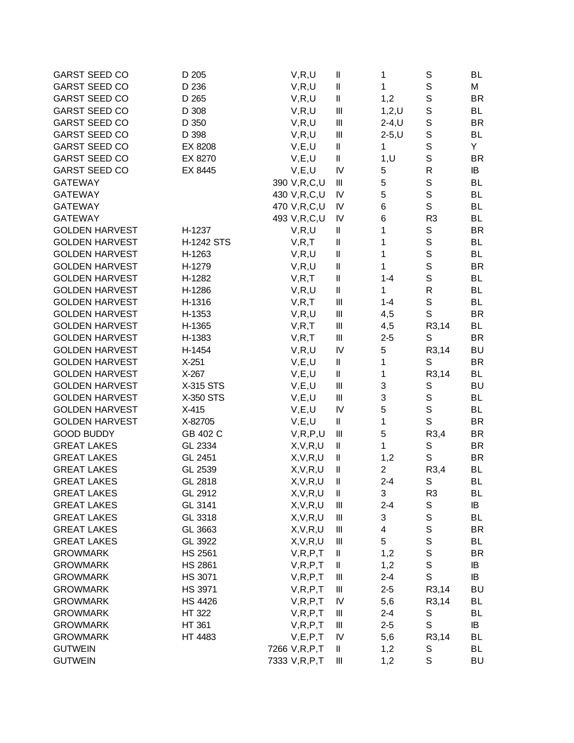| | | | | | | |
|---|---|---|---|---|---|---|
| GARST SEED CO | D 205 | V,R,U | II | 1 | S | BL |
| GARST SEED CO | D 236 | V,R,U | II | 1 | S | M |
| GARST SEED CO | D 265 | V,R,U | II | 1,2 | S | BR |
| GARST SEED CO | D 308 | V,R,U | III | 1,2,U | S | BL |
| GARST SEED CO | D 350 | V,R,U | III | 2-4,U | S | BR |
| GARST SEED CO | D 398 | V,R,U | III | 2-5,U | S | BL |
| GARST SEED CO | EX 8208 | V,E,U | II | 1 | S | Y |
| GARST SEED CO | EX 8270 | V,E,U | II | 1,U | S | BR |
| GARST SEED CO | EX 8445 | V,E,U | IV | 5 | R | IB |
| GATEWAY | | 390 V,R,C,U | III | 5 | S | BL |
| GATEWAY | | 430 V,R,C,U | IV | 5 | S | BL |
| GATEWAY | | 470 V,R,C,U | IV | 6 | S | BL |
| GATEWAY | | 493 V,R,C,U | IV | 6 | R3 | BL |
| GOLDEN HARVEST | H-1237 | V,R,U | II | 1 | S | BR |
| GOLDEN HARVEST | H-1242 STS | V,R,T | II | 1 | S | BL |
| GOLDEN HARVEST | H-1263 | V,R,U | II | 1 | S | BL |
| GOLDEN HARVEST | H-1279 | V,R,U | II | 1 | S | BR |
| GOLDEN HARVEST | H-1282 | V,R,T | II | 1-4 | S | BL |
| GOLDEN HARVEST | H-1286 | V,R,U | II | 1 | R | BL |
| GOLDEN HARVEST | H-1316 | V,R,T | III | 1-4 | S | BL |
| GOLDEN HARVEST | H-1353 | V,R,U | III | 4,5 | S | BR |
| GOLDEN HARVEST | H-1365 | V,R,T | III | 4,5 | R3,14 | BL |
| GOLDEN HARVEST | H-1383 | V,R,T | III | 2-5 | S | BR |
| GOLDEN HARVEST | H-1454 | V,R,U | IV | 5 | R3,14 | BU |
| GOLDEN HARVEST | X-251 | V,E,U | II | 1 | S | BR |
| GOLDEN HARVEST | X-267 | V,E,U | II | 1 | R3,14 | BL |
| GOLDEN HARVEST | X-315 STS | V,E,U | III | 3 | S | BU |
| GOLDEN HARVEST | X-350 STS | V,E,U | III | 3 | S | BL |
| GOLDEN HARVEST | X-415 | V,E,U | IV | 5 | S | BL |
| GOLDEN HARVEST | X-82705 | V,E,U | II | 1 | S | BR |
| GOOD BUDDY | GB 402 C | V,R,P,U | III | 5 | R3,4 | BR |
| GREAT LAKES | GL 2334 | X,V,R,U | II | 1 | S | BR |
| GREAT LAKES | GL 2451 | X,V,R,U | II | 1,2 | S | BR |
| GREAT LAKES | GL 2539 | X,V,R,U | II | 2 | R3,4 | BL |
| GREAT LAKES | GL 2818 | X,V,R,U | II | 2-4 | S | BL |
| GREAT LAKES | GL 2912 | X,V,R,U | II | 3 | R3 | BL |
| GREAT LAKES | GL 3141 | X,V,R,U | III | 2-4 | S | IB |
| GREAT LAKES | GL 3318 | X,V,R,U | III | 3 | S | BL |
| GREAT LAKES | GL 3663 | X,V,R,U | III | 4 | S | BR |
| GREAT LAKES | GL 3922 | X,V,R,U | III | 5 | S | BL |
| GROWMARK | HS 2561 | V,R,P,T | II | 1,2 | S | BR |
| GROWMARK | HS 2861 | V,R,P,T | II | 1,2 | S | IB |
| GROWMARK | HS 3071 | V,R,P,T | III | 2-4 | S | IB |
| GROWMARK | HS 3971 | V,R,P,T | III | 2-5 | R3,14 | BU |
| GROWMARK | HS 4426 | V,R,P,T | IV | 5,6 | R3,14 | BL |
| GROWMARK | HT 322 | V,R,P,T | III | 2-4 | S | BL |
| GROWMARK | HT 361 | V,R,P,T | III | 2-5 | S | IB |
| GROWMARK | HT 4483 | V,E,P,T | IV | 5,6 | R3,14 | BL |
| GUTWEIN | | 7266 V,R,P,T | II | 1,2 | S | BL |
| GUTWEIN | | 7333 V,R,P,T | III | 1,2 | S | BU |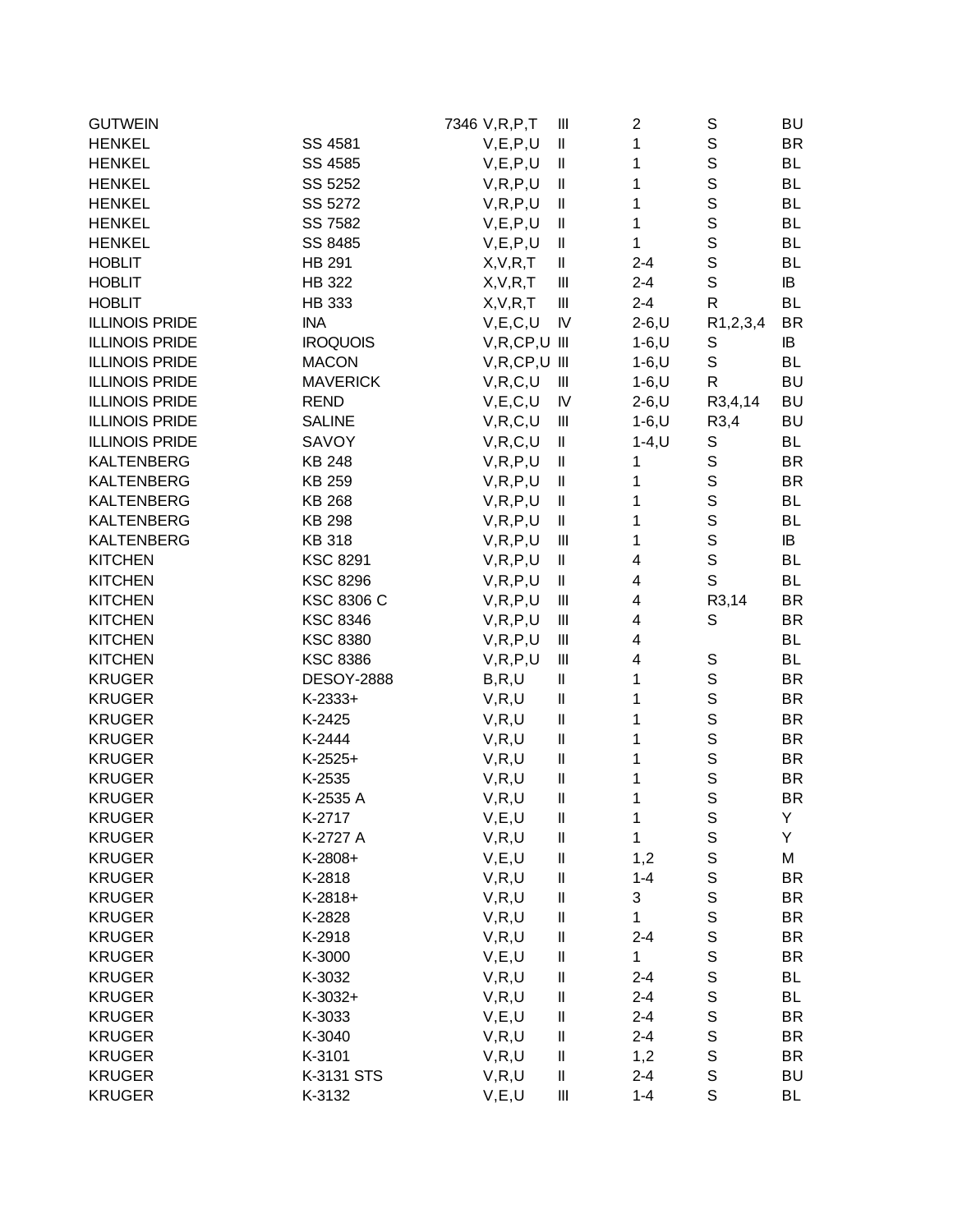| | | | | | | |
|---|---|---|---|---|---|---|
| GUTWEIN | | 7346 V,R,P,T | III | 2 | S | BU |
| HENKEL | SS 4581 | V,E,P,U | II | 1 | S | BR |
| HENKEL | SS 4585 | V,E,P,U | II | 1 | S | BL |
| HENKEL | SS 5252 | V,R,P,U | II | 1 | S | BL |
| HENKEL | SS 5272 | V,R,P,U | II | 1 | S | BL |
| HENKEL | SS 7582 | V,E,P,U | II | 1 | S | BL |
| HENKEL | SS 8485 | V,E,P,U | II | 1 | S | BL |
| HOBLIT | HB 291 | X,V,R,T | II | 2-4 | S | BL |
| HOBLIT | HB 322 | X,V,R,T | III | 2-4 | S | IB |
| HOBLIT | HB 333 | X,V,R,T | III | 2-4 | R | BL |
| ILLINOIS PRIDE | INA | V,E,C,U | IV | 2-6,U | R1,2,3,4 | BR |
| ILLINOIS PRIDE | IROQUOIS | V,R,CP,U | III | 1-6,U | S | IB |
| ILLINOIS PRIDE | MACON | V,R,CP,U | III | 1-6,U | S | BL |
| ILLINOIS PRIDE | MAVERICK | V,R,C,U | III | 1-6,U | R | BU |
| ILLINOIS PRIDE | REND | V,E,C,U | IV | 2-6,U | R3,4,14 | BU |
| ILLINOIS PRIDE | SALINE | V,R,C,U | III | 1-6,U | R3,4 | BU |
| ILLINOIS PRIDE | SAVOY | V,R,C,U | II | 1-4,U | S | BL |
| KALTENBERG | KB 248 | V,R,P,U | II | 1 | S | BR |
| KALTENBERG | KB 259 | V,R,P,U | II | 1 | S | BR |
| KALTENBERG | KB 268 | V,R,P,U | II | 1 | S | BL |
| KALTENBERG | KB 298 | V,R,P,U | II | 1 | S | BL |
| KALTENBERG | KB 318 | V,R,P,U | III | 1 | S | IB |
| KITCHEN | KSC 8291 | V,R,P,U | II | 4 | S | BL |
| KITCHEN | KSC 8296 | V,R,P,U | II | 4 | S | BL |
| KITCHEN | KSC 8306 C | V,R,P,U | III | 4 | R3,14 | BR |
| KITCHEN | KSC 8346 | V,R,P,U | III | 4 | S | BR |
| KITCHEN | KSC 8380 | V,R,P,U | III | 4 | | BL |
| KITCHEN | KSC 8386 | V,R,P,U | III | 4 | S | BL |
| KRUGER | DESOY-2888 | B,R,U | II | 1 | S | BR |
| KRUGER | K-2333+ | V,R,U | II | 1 | S | BR |
| KRUGER | K-2425 | V,R,U | II | 1 | S | BR |
| KRUGER | K-2444 | V,R,U | II | 1 | S | BR |
| KRUGER | K-2525+ | V,R,U | II | 1 | S | BR |
| KRUGER | K-2535 | V,R,U | II | 1 | S | BR |
| KRUGER | K-2535 A | V,R,U | II | 1 | S | BR |
| KRUGER | K-2717 | V,E,U | II | 1 | S | Y |
| KRUGER | K-2727 A | V,R,U | II | 1 | S | Y |
| KRUGER | K-2808+ | V,E,U | II | 1,2 | S | M |
| KRUGER | K-2818 | V,R,U | II | 1-4 | S | BR |
| KRUGER | K-2818+ | V,R,U | II | 3 | S | BR |
| KRUGER | K-2828 | V,R,U | II | 1 | S | BR |
| KRUGER | K-2918 | V,R,U | II | 2-4 | S | BR |
| KRUGER | K-3000 | V,E,U | II | 1 | S | BR |
| KRUGER | K-3032 | V,R,U | II | 2-4 | S | BL |
| KRUGER | K-3032+ | V,R,U | II | 2-4 | S | BL |
| KRUGER | K-3033 | V,E,U | II | 2-4 | S | BR |
| KRUGER | K-3040 | V,R,U | II | 2-4 | S | BR |
| KRUGER | K-3101 | V,R,U | II | 1,2 | S | BR |
| KRUGER | K-3131 STS | V,R,U | II | 2-4 | S | BU |
| KRUGER | K-3132 | V,E,U | III | 1-4 | S | BL |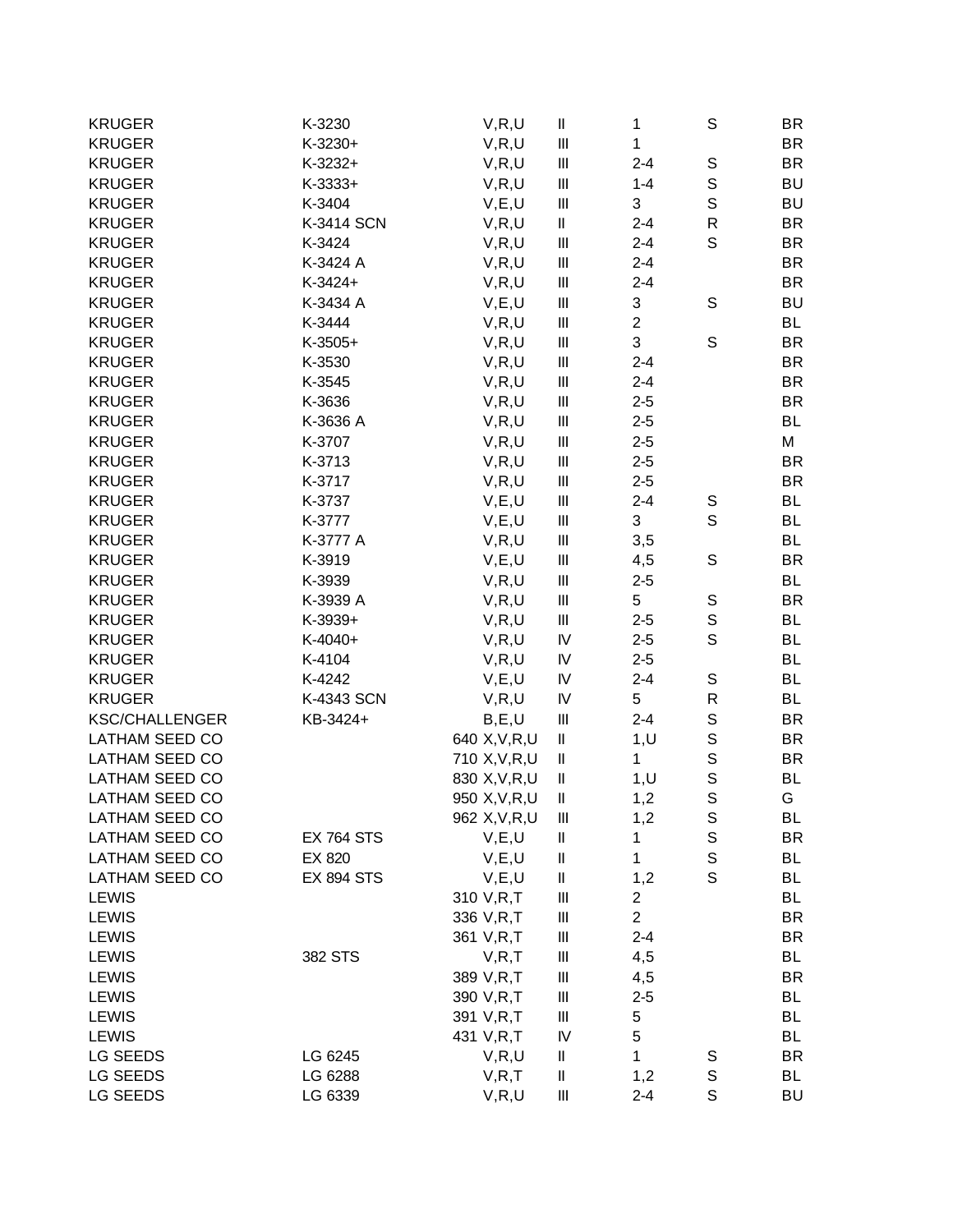| | | | | | | |
|---|---|---|---|---|---|---|
| KRUGER | K-3230 | V,R,U | II | 1 | S | BR |
| KRUGER | K-3230+ | V,R,U | III | 1 | | BR |
| KRUGER | K-3232+ | V,R,U | III | 2-4 | S | BR |
| KRUGER | K-3333+ | V,R,U | III | 1-4 | S | BU |
| KRUGER | K-3404 | V,E,U | III | 3 | S | BU |
| KRUGER | K-3414 SCN | V,R,U | II | 2-4 | R | BR |
| KRUGER | K-3424 | V,R,U | III | 2-4 | S | BR |
| KRUGER | K-3424 A | V,R,U | III | 2-4 | | BR |
| KRUGER | K-3424+ | V,R,U | III | 2-4 | | BR |
| KRUGER | K-3434 A | V,E,U | III | 3 | S | BU |
| KRUGER | K-3444 | V,R,U | III | 2 | | BL |
| KRUGER | K-3505+ | V,R,U | III | 3 | S | BR |
| KRUGER | K-3530 | V,R,U | III | 2-4 | | BR |
| KRUGER | K-3545 | V,R,U | III | 2-4 | | BR |
| KRUGER | K-3636 | V,R,U | III | 2-5 | | BR |
| KRUGER | K-3636 A | V,R,U | III | 2-5 | | BL |
| KRUGER | K-3707 | V,R,U | III | 2-5 | | M |
| KRUGER | K-3713 | V,R,U | III | 2-5 | | BR |
| KRUGER | K-3717 | V,R,U | III | 2-5 | | BR |
| KRUGER | K-3737 | V,E,U | III | 2-4 | S | BL |
| KRUGER | K-3777 | V,E,U | III | 3 | S | BL |
| KRUGER | K-3777 A | V,R,U | III | 3,5 | | BL |
| KRUGER | K-3919 | V,E,U | III | 4,5 | S | BR |
| KRUGER | K-3939 | V,R,U | III | 2-5 | | BL |
| KRUGER | K-3939 A | V,R,U | III | 5 | S | BR |
| KRUGER | K-3939+ | V,R,U | III | 2-5 | S | BL |
| KRUGER | K-4040+ | V,R,U | IV | 2-5 | S | BL |
| KRUGER | K-4104 | V,R,U | IV | 2-5 | | BL |
| KRUGER | K-4242 | V,E,U | IV | 2-4 | S | BL |
| KRUGER | K-4343 SCN | V,R,U | IV | 5 | R | BL |
| KSC/CHALLENGER | KB-3424+ | B,E,U | III | 2-4 | S | BR |
| LATHAM SEED CO | 640 | X,V,R,U | II | 1,U | S | BR |
| LATHAM SEED CO | 710 | X,V,R,U | II | 1 | S | BR |
| LATHAM SEED CO | 830 | X,V,R,U | II | 1,U | S | BL |
| LATHAM SEED CO | 950 | X,V,R,U | II | 1,2 | S | G |
| LATHAM SEED CO | 962 | X,V,R,U | III | 1,2 | S | BL |
| LATHAM SEED CO | EX 764 STS | V,E,U | II | 1 | S | BR |
| LATHAM SEED CO | EX 820 | V,E,U | II | 1 | S | BL |
| LATHAM SEED CO | EX 894 STS | V,E,U | II | 1,2 | S | BL |
| LEWIS | 310 | V,R,T | III | 2 | | BL |
| LEWIS | 336 | V,R,T | III | 2 | | BR |
| LEWIS | 361 | V,R,T | III | 2-4 | | BR |
| LEWIS | 382 STS | V,R,T | III | 4,5 | | BL |
| LEWIS | 389 | V,R,T | III | 4,5 | | BR |
| LEWIS | 390 | V,R,T | III | 2-5 | | BL |
| LEWIS | 391 | V,R,T | III | 5 | | BL |
| LEWIS | 431 | V,R,T | IV | 5 | | BL |
| LG SEEDS | LG 6245 | V,R,U | II | 1 | S | BR |
| LG SEEDS | LG 6288 | V,R,T | II | 1,2 | S | BL |
| LG SEEDS | LG 6339 | V,R,U | III | 2-4 | S | BU |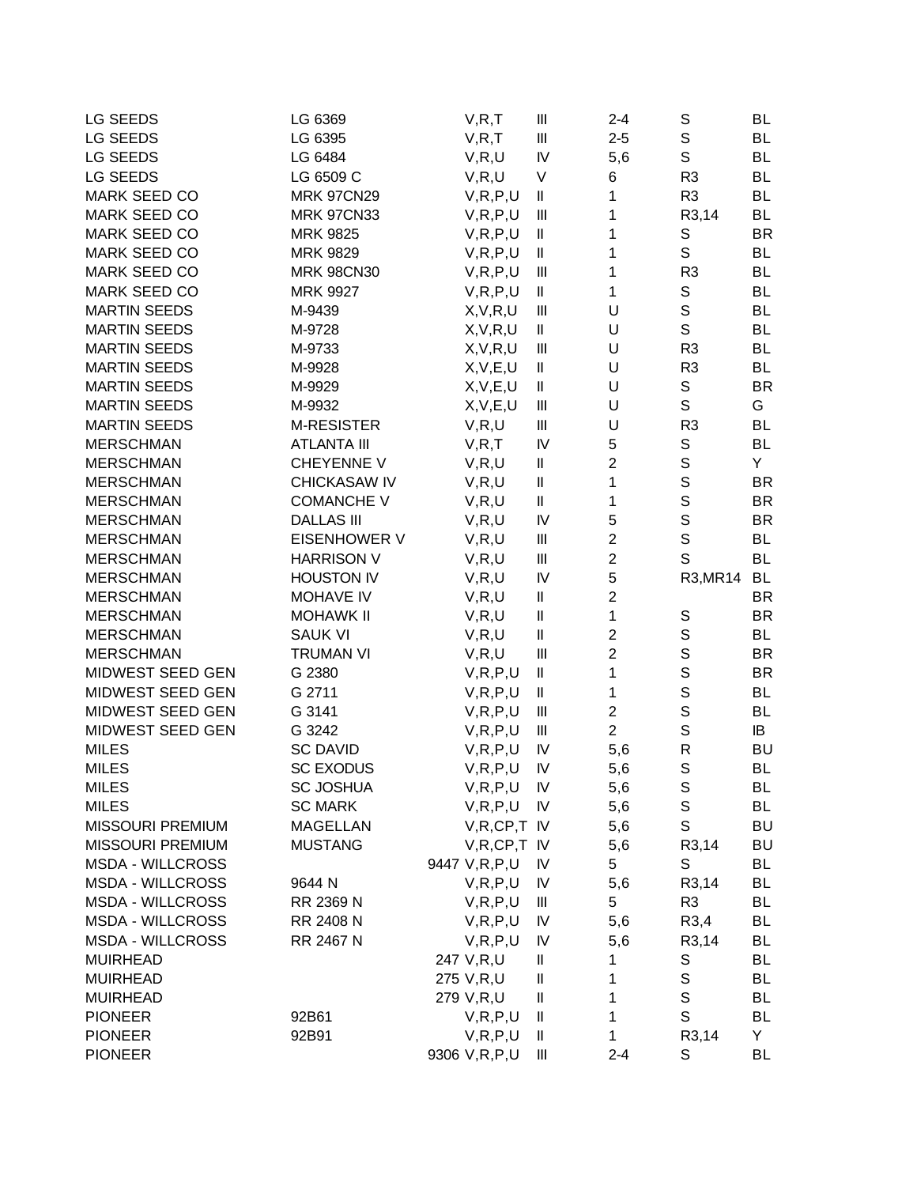| | | | | | | |
|---|---|---|---|---|---|---|
| LG SEEDS | LG 6369 | V,R,T | III | 2-4 | S | BL |
| LG SEEDS | LG 6395 | V,R,T | III | 2-5 | S | BL |
| LG SEEDS | LG 6484 | V,R,U | IV | 5,6 | S | BL |
| LG SEEDS | LG 6509 C | V,R,U | V | 6 | R3 | BL |
| MARK SEED CO | MRK 97CN29 | V,R,P,U | II | 1 | R3 | BL |
| MARK SEED CO | MRK 97CN33 | V,R,P,U | III | 1 | R3,14 | BL |
| MARK SEED CO | MRK 9825 | V,R,P,U | II | 1 | S | BR |
| MARK SEED CO | MRK 9829 | V,R,P,U | II | 1 | S | BL |
| MARK SEED CO | MRK 98CN30 | V,R,P,U | III | 1 | R3 | BL |
| MARK SEED CO | MRK 9927 | V,R,P,U | II | 1 | S | BL |
| MARTIN SEEDS | M-9439 | X,V,R,U | III | U | S | BL |
| MARTIN SEEDS | M-9728 | X,V,R,U | II | U | S | BL |
| MARTIN SEEDS | M-9733 | X,V,R,U | III | U | R3 | BL |
| MARTIN SEEDS | M-9928 | X,V,E,U | II | U | R3 | BL |
| MARTIN SEEDS | M-9929 | X,V,E,U | II | U | S | BR |
| MARTIN SEEDS | M-9932 | X,V,E,U | III | U | S | G |
| MARTIN SEEDS | M-RESISTER | V,R,U | III | U | R3 | BL |
| MERSCHMAN | ATLANTA III | V,R,T | IV | 5 | S | BL |
| MERSCHMAN | CHEYENNE V | V,R,U | II | 2 | S | Y |
| MERSCHMAN | CHICKASAW IV | V,R,U | II | 1 | S | BR |
| MERSCHMAN | COMANCHE V | V,R,U | II | 1 | S | BR |
| MERSCHMAN | DALLAS III | V,R,U | IV | 5 | S | BR |
| MERSCHMAN | EISENHOWER V | V,R,U | III | 2 | S | BL |
| MERSCHMAN | HARRISON V | V,R,U | III | 2 | S | BL |
| MERSCHMAN | HOUSTON IV | V,R,U | IV | 5 | R3,MR14 | BL |
| MERSCHMAN | MOHAVE IV | V,R,U | II | 2 | | BR |
| MERSCHMAN | MOHAWK II | V,R,U | II | 1 | S | BR |
| MERSCHMAN | SAUK VI | V,R,U | II | 2 | S | BL |
| MERSCHMAN | TRUMAN VI | V,R,U | III | 2 | S | BR |
| MIDWEST SEED GEN | G 2380 | V,R,P,U | II | 1 | S | BR |
| MIDWEST SEED GEN | G 2711 | V,R,P,U | II | 1 | S | BL |
| MIDWEST SEED GEN | G 3141 | V,R,P,U | III | 2 | S | BL |
| MIDWEST SEED GEN | G 3242 | V,R,P,U | III | 2 | S | IB |
| MILES | SC DAVID | V,R,P,U | IV | 5,6 | R | BU |
| MILES | SC EXODUS | V,R,P,U | IV | 5,6 | S | BL |
| MILES | SC JOSHUA | V,R,P,U | IV | 5,6 | S | BL |
| MILES | SC MARK | V,R,P,U | IV | 5,6 | S | BL |
| MISSOURI PREMIUM | MAGELLAN | V,R,CP,T | IV | 5,6 | S | BU |
| MISSOURI PREMIUM | MUSTANG | V,R,CP,T | IV | 5,6 | R3,14 | BU |
| MSDA - WILLCROSS | 9447 | V,R,P,U | IV | 5 | S | BL |
| MSDA - WILLCROSS | 9644 N | V,R,P,U | IV | 5,6 | R3,14 | BL |
| MSDA - WILLCROSS | RR 2369 N | V,R,P,U | III | 5 | R3 | BL |
| MSDA - WILLCROSS | RR 2408 N | V,R,P,U | IV | 5,6 | R3,4 | BL |
| MSDA - WILLCROSS | RR 2467 N | V,R,P,U | IV | 5,6 | R3,14 | BL |
| MUIRHEAD | 247 | V,R,U | II | 1 | S | BL |
| MUIRHEAD | 275 | V,R,U | II | 1 | S | BL |
| MUIRHEAD | 279 | V,R,U | II | 1 | S | BL |
| PIONEER | 92B61 | V,R,P,U | II | 1 | S | BL |
| PIONEER | 92B91 | V,R,P,U | II | 1 | R3,14 | Y |
| PIONEER | 9306 | V,R,P,U | III | 2-4 | S | BL |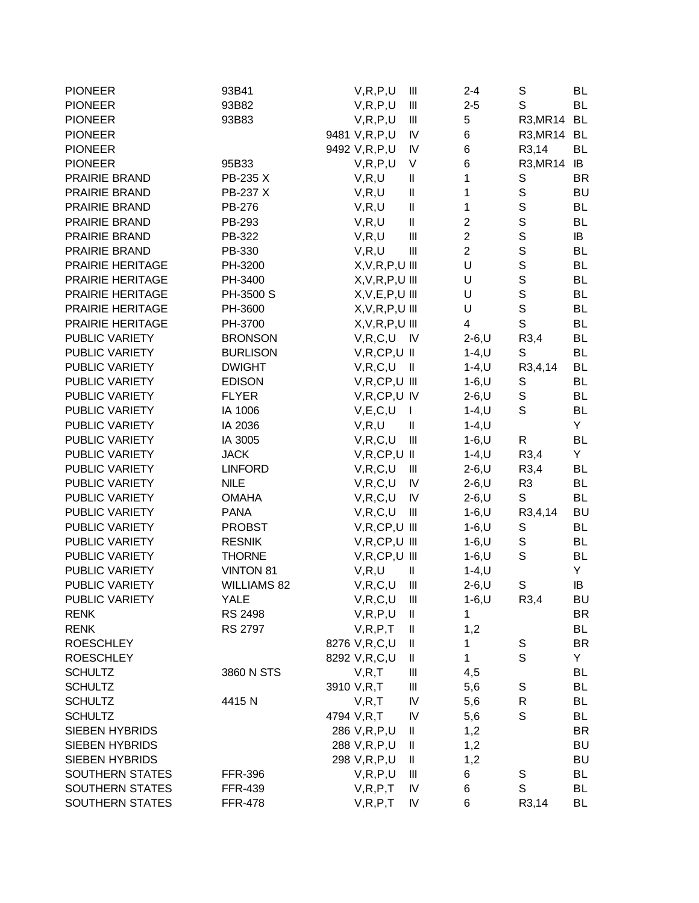| | | | | | | |
|---|---|---|---|---|---|---|
| PIONEER | 93B41 | V,R,P,U | III | 2-4 | S | BL |
| PIONEER | 93B82 | V,R,P,U | III | 2-5 | S | BL |
| PIONEER | 93B83 | V,R,P,U | III | 5 | R3,MR14 | BL |
| PIONEER | 9481 | V,R,P,U | IV | 6 | R3,MR14 | BL |
| PIONEER | 9492 | V,R,P,U | IV | 6 | R3,14 | BL |
| PIONEER | 95B33 | V,R,P,U | V | 6 | R3,MR14 | IB |
| PRAIRIE BRAND | PB-235 X | V,R,U | II | 1 | S | BR |
| PRAIRIE BRAND | PB-237 X | V,R,U | II | 1 | S | BU |
| PRAIRIE BRAND | PB-276 | V,R,U | II | 1 | S | BL |
| PRAIRIE BRAND | PB-293 | V,R,U | II | 2 | S | BL |
| PRAIRIE BRAND | PB-322 | V,R,U | III | 2 | S | IB |
| PRAIRIE BRAND | PB-330 | V,R,U | III | 2 | S | BL |
| PRAIRIE HERITAGE | PH-3200 | X,V,R,P,U | III | U | S | BL |
| PRAIRIE HERITAGE | PH-3400 | X,V,R,P,U | III | U | S | BL |
| PRAIRIE HERITAGE | PH-3500 S | X,V,E,P,U | III | U | S | BL |
| PRAIRIE HERITAGE | PH-3600 | X,V,R,P,U | III | U | S | BL |
| PRAIRIE HERITAGE | PH-3700 | X,V,R,P,U | III | 4 | S | BL |
| PUBLIC VARIETY | BRONSON | V,R,C,U | IV | 2-6,U | R3,4 | BL |
| PUBLIC VARIETY | BURLISON | V,R,CP,U | II | 1-4,U | S | BL |
| PUBLIC VARIETY | DWIGHT | V,R,C,U | II | 1-4,U | R3,4,14 | BL |
| PUBLIC VARIETY | EDISON | V,R,CP,U | III | 1-6,U | S | BL |
| PUBLIC VARIETY | FLYER | V,R,CP,U | IV | 2-6,U | S | BL |
| PUBLIC VARIETY | IA 1006 | V,E,C,U | I | 1-4,U | S | BL |
| PUBLIC VARIETY | IA 2036 | V,R,U | II | 1-4,U | | Y |
| PUBLIC VARIETY | IA 3005 | V,R,C,U | III | 1-6,U | R | BL |
| PUBLIC VARIETY | JACK | V,R,CP,U | II | 1-4,U | R3,4 | Y |
| PUBLIC VARIETY | LINFORD | V,R,C,U | III | 2-6,U | R3,4 | BL |
| PUBLIC VARIETY | NILE | V,R,C,U | IV | 2-6,U | R3 | BL |
| PUBLIC VARIETY | OMAHA | V,R,C,U | IV | 2-6,U | S | BL |
| PUBLIC VARIETY | PANA | V,R,C,U | III | 1-6,U | R3,4,14 | BU |
| PUBLIC VARIETY | PROBST | V,R,CP,U | III | 1-6,U | S | BL |
| PUBLIC VARIETY | RESNIK | V,R,CP,U | III | 1-6,U | S | BL |
| PUBLIC VARIETY | THORNE | V,R,CP,U | III | 1-6,U | S | BL |
| PUBLIC VARIETY | VINTON 81 | V,R,U | II | 1-4,U | | Y |
| PUBLIC VARIETY | WILLIAMS 82 | V,R,C,U | III | 2-6,U | S | IB |
| PUBLIC VARIETY | YALE | V,R,C,U | III | 1-6,U | R3,4 | BU |
| RENK | RS 2498 | V,R,P,U | II | 1 | | BR |
| RENK | RS 2797 | V,R,P,T | II | 1,2 | | BL |
| ROESCHLEY | 8276 | V,R,C,U | II | 1 | S | BR |
| ROESCHLEY | 8292 | V,R,C,U | II | 1 | S | Y |
| SCHULTZ | 3860 N STS | V,R,T | III | 4,5 | | BL |
| SCHULTZ | 3910 | V,R,T | III | 5,6 | S | BL |
| SCHULTZ | 4415 N | V,R,T | IV | 5,6 | R | BL |
| SCHULTZ | 4794 | V,R,T | IV | 5,6 | S | BL |
| SIEBEN HYBRIDS | 286 | V,R,P,U | II | 1,2 | | BR |
| SIEBEN HYBRIDS | 288 | V,R,P,U | II | 1,2 | | BU |
| SIEBEN HYBRIDS | 298 | V,R,P,U | II | 1,2 | | BU |
| SOUTHERN STATES | FFR-396 | V,R,P,U | III | 6 | S | BL |
| SOUTHERN STATES | FFR-439 | V,R,P,T | IV | 6 | S | BL |
| SOUTHERN STATES | FFR-478 | V,R,P,T | IV | 6 | R3,14 | BL |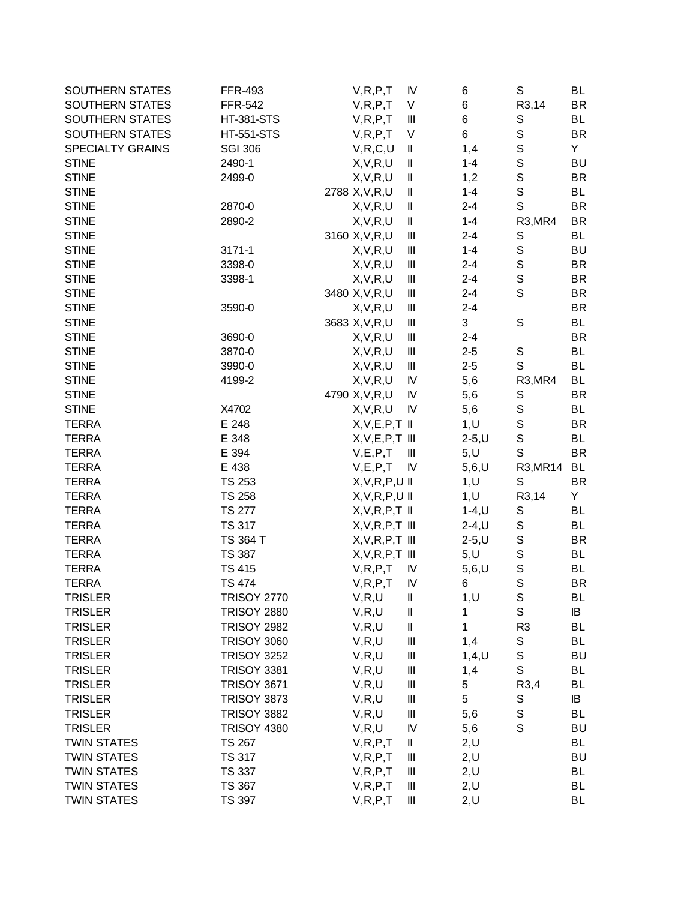| | | | | | | |
|---|---|---|---|---|---|---|
| SOUTHERN STATES | FFR-493 | V,R,P,T | IV | 6 | S | BL |
| SOUTHERN STATES | FFR-542 | V,R,P,T | V | 6 | R3,14 | BR |
| SOUTHERN STATES | HT-381-STS | V,R,P,T | III | 6 | S | BL |
| SOUTHERN STATES | HT-551-STS | V,R,P,T | V | 6 | S | BR |
| SPECIALTY GRAINS | SGI 306 | V,R,C,U | II | 1,4 | S | Y |
| STINE | 2490-1 | X,V,R,U | II | 1-4 | S | BU |
| STINE | 2499-0 | X,V,R,U | II | 1,2 | S | BR |
| STINE | 2788 | X,V,R,U | II | 1-4 | S | BL |
| STINE | 2870-0 | X,V,R,U | II | 2-4 | S | BR |
| STINE | 2890-2 | X,V,R,U | II | 1-4 | R3,MR4 | BR |
| STINE | 3160 | X,V,R,U | III | 2-4 | S | BL |
| STINE | 3171-1 | X,V,R,U | III | 1-4 | S | BU |
| STINE | 3398-0 | X,V,R,U | III | 2-4 | S | BR |
| STINE | 3398-1 | X,V,R,U | III | 2-4 | S | BR |
| STINE | 3480 | X,V,R,U | III | 2-4 | S | BR |
| STINE | 3590-0 | X,V,R,U | III | 2-4 | | BR |
| STINE | 3683 | X,V,R,U | III | 3 | S | BL |
| STINE | 3690-0 | X,V,R,U | III | 2-4 | | BR |
| STINE | 3870-0 | X,V,R,U | III | 2-5 | S | BL |
| STINE | 3990-0 | X,V,R,U | III | 2-5 | S | BL |
| STINE | 4199-2 | X,V,R,U | IV | 5,6 | R3,MR4 | BL |
| STINE | 4790 | X,V,R,U | IV | 5,6 | S | BR |
| STINE | X4702 | X,V,R,U | IV | 5,6 | S | BL |
| TERRA | E 248 | X,V,E,P,T | II | 1,U | S | BR |
| TERRA | E 348 | X,V,E,P,T | III | 2-5,U | S | BL |
| TERRA | E 394 | V,E,P,T | III | 5,U | S | BR |
| TERRA | E 438 | V,E,P,T | IV | 5,6,U | R3,MR14 | BL |
| TERRA | TS 253 | X,V,R,P,U | II | 1,U | S | BR |
| TERRA | TS 258 | X,V,R,P,U | II | 1,U | R3,14 | Y |
| TERRA | TS 277 | X,V,R,P,T | II | 1-4,U | S | BL |
| TERRA | TS 317 | X,V,R,P,T | III | 2-4,U | S | BL |
| TERRA | TS 364 T | X,V,R,P,T | III | 2-5,U | S | BR |
| TERRA | TS 387 | X,V,R,P,T | III | 5,U | S | BL |
| TERRA | TS 415 | V,R,P,T | IV | 5,6,U | S | BL |
| TERRA | TS 474 | V,R,P,T | IV | 6 | S | BR |
| TRISLER | TRISOY 2770 | V,R,U | II | 1,U | S | BL |
| TRISLER | TRISOY 2880 | V,R,U | II | 1 | S | IB |
| TRISLER | TRISOY 2982 | V,R,U | II | 1 | R3 | BL |
| TRISLER | TRISOY 3060 | V,R,U | III | 1,4 | S | BL |
| TRISLER | TRISOY 3252 | V,R,U | III | 1,4,U | S | BU |
| TRISLER | TRISOY 3381 | V,R,U | III | 1,4 | S | BL |
| TRISLER | TRISOY 3671 | V,R,U | III | 5 | R3,4 | BL |
| TRISLER | TRISOY 3873 | V,R,U | III | 5 | S | IB |
| TRISLER | TRISOY 3882 | V,R,U | III | 5,6 | S | BL |
| TRISLER | TRISOY 4380 | V,R,U | IV | 5,6 | S | BU |
| TWIN STATES | TS 267 | V,R,P,T | II | 2,U | | BL |
| TWIN STATES | TS 317 | V,R,P,T | III | 2,U | | BU |
| TWIN STATES | TS 337 | V,R,P,T | III | 2,U | | BL |
| TWIN STATES | TS 367 | V,R,P,T | III | 2,U | | BL |
| TWIN STATES | TS 397 | V,R,P,T | III | 2,U | | BL |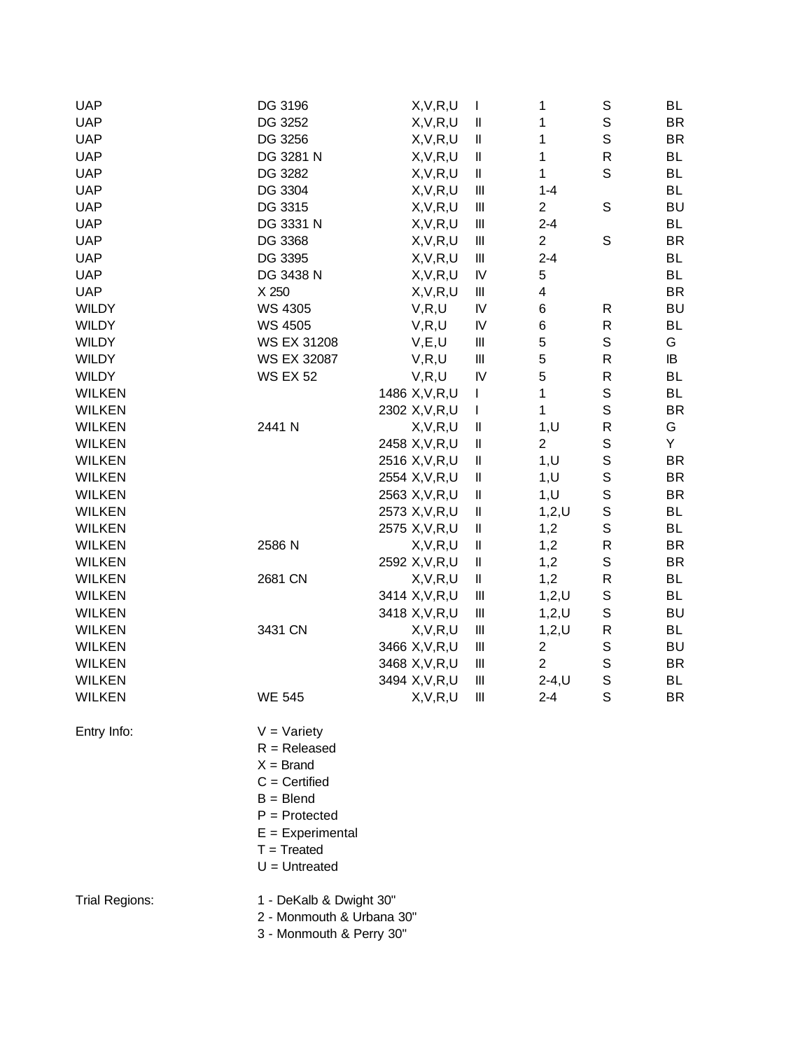| | | | | | | |
|---|---|---|---|---|---|---|
| UAP | DG 3196 | X,V,R,U | I | 1 | S | BL |
| UAP | DG 3252 | X,V,R,U | II | 1 | S | BR |
| UAP | DG 3256 | X,V,R,U | II | 1 | S | BR |
| UAP | DG 3281 N | X,V,R,U | II | 1 | R | BL |
| UAP | DG 3282 | X,V,R,U | II | 1 | S | BL |
| UAP | DG 3304 | X,V,R,U | III | 1-4 | | BL |
| UAP | DG 3315 | X,V,R,U | III | 2 | S | BU |
| UAP | DG 3331 N | X,V,R,U | III | 2-4 | | BL |
| UAP | DG 3368 | X,V,R,U | III | 2 | S | BR |
| UAP | DG 3395 | X,V,R,U | III | 2-4 | | BL |
| UAP | DG 3438 N | X,V,R,U | IV | 5 | | BL |
| UAP | X 250 | X,V,R,U | III | 4 | | BR |
| WILDY | WS 4305 | V,R,U | IV | 6 | R | BU |
| WILDY | WS 4505 | V,R,U | IV | 6 | R | BL |
| WILDY | WS EX 31208 | V,E,U | III | 5 | S | G |
| WILDY | WS EX 32087 | V,R,U | III | 5 | R | IB |
| WILDY | WS EX 52 | V,R,U | IV | 5 | R | BL |
| WILKEN | 1486 | X,V,R,U | I | 1 | S | BL |
| WILKEN | 2302 | X,V,R,U | I | 1 | S | BR |
| WILKEN | 2441 N | X,V,R,U | II | 1,U | R | G |
| WILKEN | 2458 | X,V,R,U | II | 2 | S | Y |
| WILKEN | 2516 | X,V,R,U | II | 1,U | S | BR |
| WILKEN | 2554 | X,V,R,U | II | 1,U | S | BR |
| WILKEN | 2563 | X,V,R,U | II | 1,U | S | BR |
| WILKEN | 2573 | X,V,R,U | II | 1,2,U | S | BL |
| WILKEN | 2575 | X,V,R,U | II | 1,2 | S | BL |
| WILKEN | 2586 N | X,V,R,U | II | 1,2 | R | BR |
| WILKEN | 2592 | X,V,R,U | II | 1,2 | S | BR |
| WILKEN | 2681 CN | X,V,R,U | II | 1,2 | R | BL |
| WILKEN | 3414 | X,V,R,U | III | 1,2,U | S | BL |
| WILKEN | 3418 | X,V,R,U | III | 1,2,U | S | BU |
| WILKEN | 3431 CN | X,V,R,U | III | 1,2,U | R | BL |
| WILKEN | 3466 | X,V,R,U | III | 2 | S | BU |
| WILKEN | 3468 | X,V,R,U | III | 2 | S | BR |
| WILKEN | 3494 | X,V,R,U | III | 2-4,U | S | BL |
| WILKEN | WE 545 | X,V,R,U | III | 2-4 | S | BR |

Entry Info:

- V = Variety
- R = Released
- X = Brand
- C = Certified
- B = Blend
- P = Protected
- E = Experimental
- T = Treated
- U = Untreated

Trial Regions:

- 1 - DeKalb & Dwight 30"
- 2 - Monmouth & Urbana 30"
- 3 - Monmouth & Perry 30"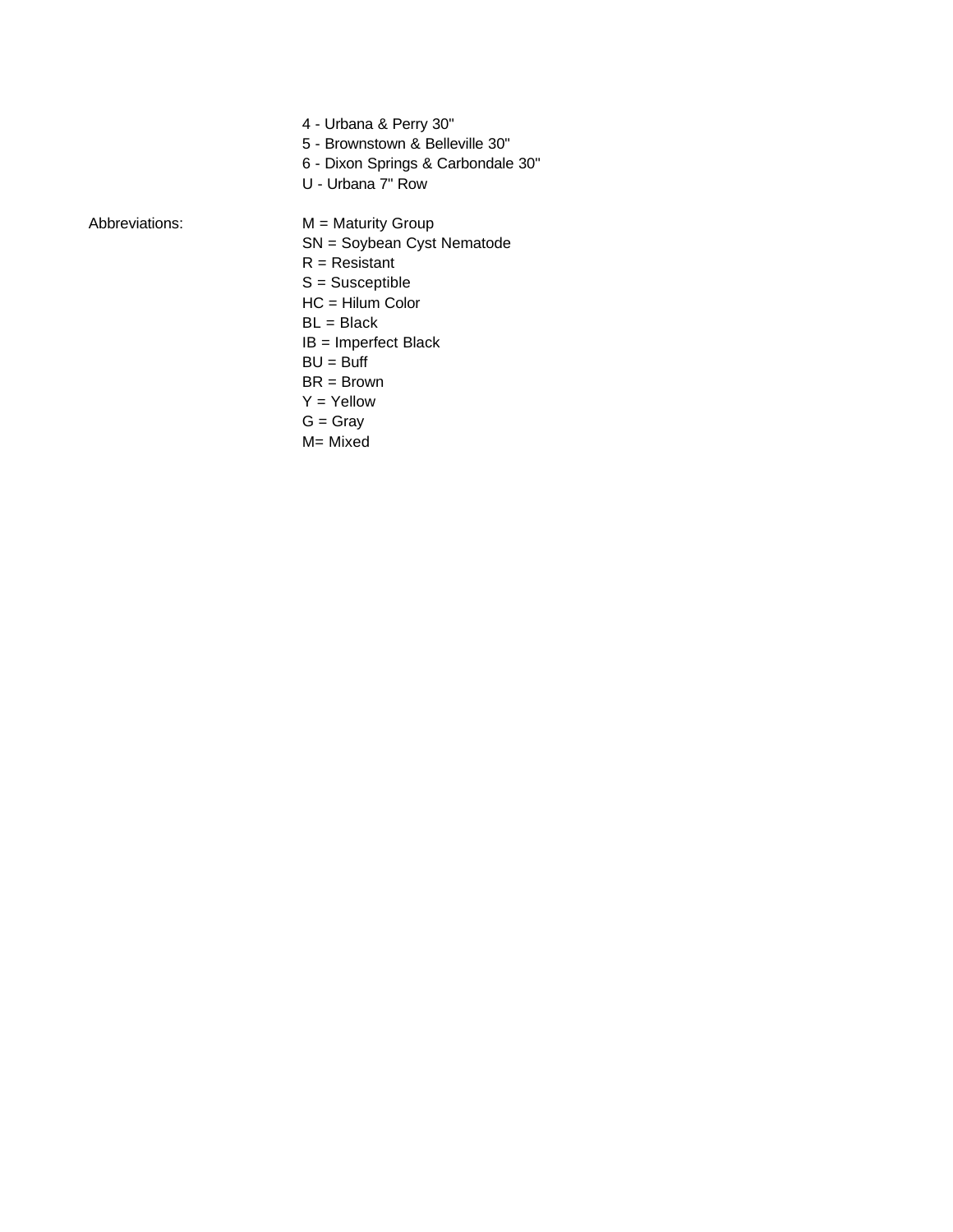4 - Urbana & Perry 30"
5 - Brownstown & Belleville 30"
6 - Dixon Springs & Carbondale 30"
U - Urbana 7" Row

Abbreviations:

M = Maturity Group
SN = Soybean Cyst Nematode
R = Resistant
S = Susceptible
HC = Hilum Color
BL = Black
IB = Imperfect Black
BU = Buff
BR = Brown
Y = Yellow
G = Gray
M= Mixed